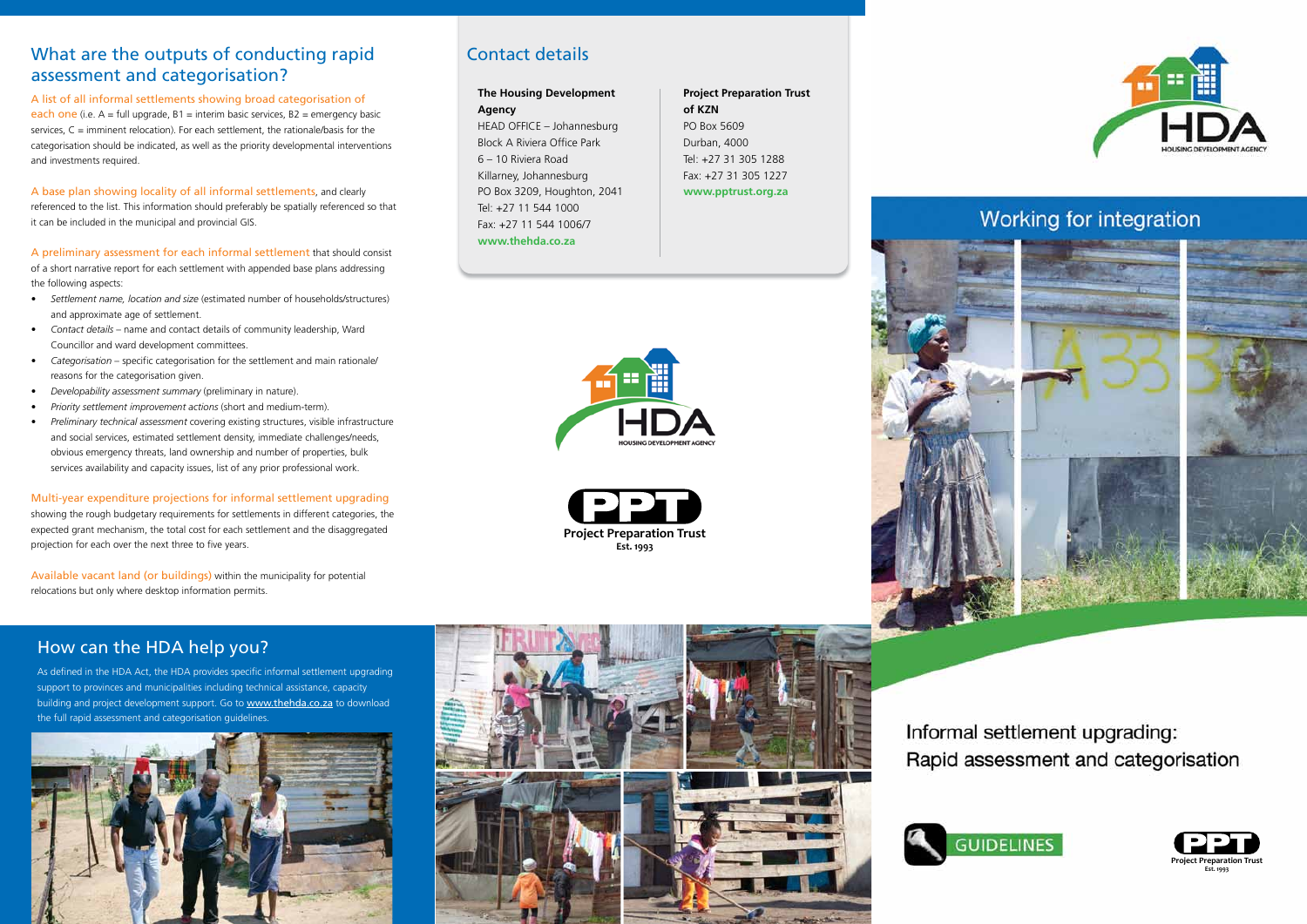## What are the outputs of conducting rapid assessment and categorisation?

A list of all informal settlements showing broad categorisation of each one (i.e. A = full upgrade, B1 = interim basic services, B2 = emergency basic services, C = imminent relocation). For each settlement, the rationale/basis for the categorisation should be indicated, as well as the priority developmental interventions and investments required.

A base plan showing locality of all informal settlements, and clearly referenced to the list. This information should preferably be spatially referenced so that it can be included in the municipal and provincial GIS.

A preliminary assessment for each informal settlement that should consist of a short narrative report for each settlement with appended base plans addressing the following aspects:

- *Settlement name, location and size* (estimated number of households/structures) and approximate age of settlement.
- *Contact details* – name and contact details of community leadership, Ward Councillor and ward development committees.
- *Categorisation* – specific categorisation for the settlement and main rationale/ reasons for the categorisation given.
- *Developability assessment summary* (preliminary in nature).
- *Priority settlement improvement actions* (short and medium-term).
- *Preliminary technical assessment* covering existing structures, visible infrastructure and social services, estimated settlement density, immediate challenges/needs, obvious emergency threats, land ownership and number of properties, bulk services availability and capacity issues, list of any prior professional work.

Multi-year expenditure projections for informal settlement upgrading showing the rough budgetary requirements for settlements in different categories, the expected grant mechanism, the total cost for each settlement and the disaggregated projection for each over the next three to five years.

Available vacant land (or buildings) within the municipality for potential relocations but only where desktop information permits.

## How can the HDA help you?

As defined in the HDA Act, the HDA provides specific informal settlement upgrading support to provinces and municipalities including technical assistance, capacity building and project development support. Go to www.thehda.co.za to download the full rapid assessment and categorisation guidelines.

## Contact details

**The Housing Development Agency**
HEAD OFFICE – Johannesburg
Block A Riviera Office Park
6 – 10 Riviera Road
Killarney, Johannesburg
PO Box 3209, Houghton, 2041
Tel: +27 11 544 1000
Fax: +27 11 544 1006/7
**www.thehda.co.za**

**Project Preparation Trust of KZN**
PO Box 5609
Durban, 4000
Tel: +27 31 305 1288
Fax: +27 31 305 1227
**www.pptrust.org.za**

HDA HOUSING DEVELOPMENT AGENCY

PPT Project Preparation Trust Est. 1993

HDA HOUSING DEVELOPMENT AGENCY

## Working for integration

# Informal settlement upgrading: Rapid assessment and categorisation

GUIDELINES

PPT Project Preparation Trust Est. 1993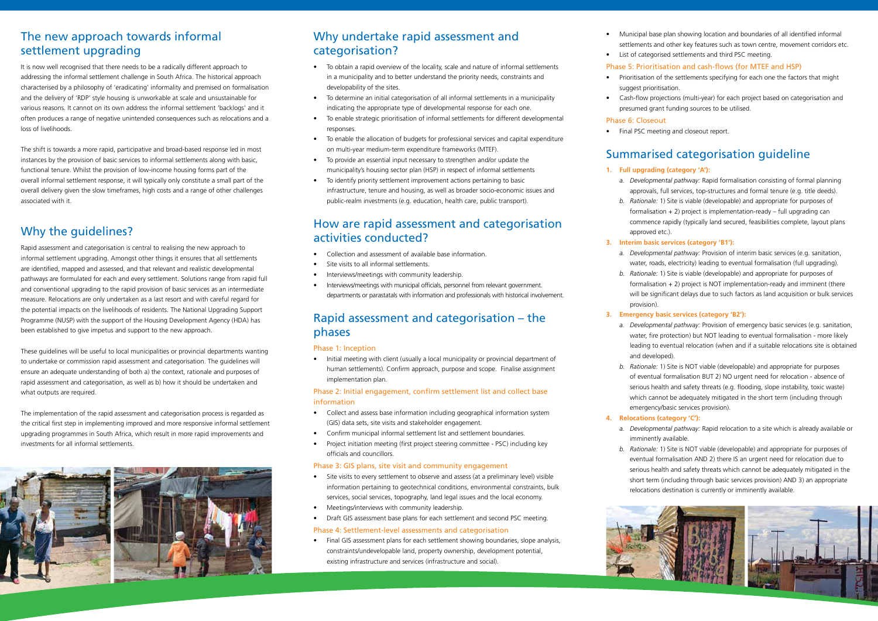## The new approach towards informal settlement upgrading

It is now well recognised that there needs to be a radically different approach to addressing the informal settlement challenge in South Africa. The historical approach characterised by a philosophy of 'eradicating' informality and premised on formalisation and the delivery of 'RDP' style housing is unworkable at scale and unsustainable for various reasons. It cannot on its own address the informal settlement 'backlogs' and it often produces a range of negative unintended consequences such as relocations and a loss of livelihoods.

The shift is towards a more rapid, participative and broad-based response led in most instances by the provision of basic services to informal settlements along with basic, functional tenure. Whilst the provision of low-income housing forms part of the overall informal settlement response, it will typically only constitute a small part of the overall delivery given the slow timeframes, high costs and a range of other challenges associated with it.

## Why the guidelines?

Rapid assessment and categorisation is central to realising the new approach to informal settlement upgrading. Amongst other things it ensures that all settlements are identified, mapped and assessed, and that relevant and realistic developmental pathways are formulated for each and every settlement. Solutions range from rapid full and conventional upgrading to the rapid provision of basic services as an intermediate measure. Relocations are only undertaken as a last resort and with careful regard for the potential impacts on the livelihoods of residents. The National Upgrading Support Programme (NUSP) with the support of the Housing Development Agency (HDA) has been established to give impetus and support to the new approach.

These guidelines will be useful to local municipalities or provincial departments wanting to undertake or commission rapid assessment and categorisation. The guidelines will ensure an adequate understanding of both a) the context, rationale and purposes of rapid assessment and categorisation, as well as b) how it should be undertaken and what outputs are required.

The implementation of the rapid assessment and categorisation process is regarded as the critical first step in implementing improved and more responsive informal settlement upgrading programmes in South Africa, which result in more rapid improvements and investments for all informal settlements.

## Why undertake rapid assessment and categorisation?

- To obtain a rapid overview of the locality, scale and nature of informal settlements in a municipality and to better understand the priority needs, constraints and developability of the sites.
- To determine an initial categorisation of all informal settlements in a municipality indicating the appropriate type of developmental response for each one.
- To enable strategic prioritisation of informal settlements for different developmental responses.
- To enable the allocation of budgets for professional services and capital expenditure on multi-year medium-term expenditure frameworks (MTEF).
- To provide an essential input necessary to strengthen and/or update the municipality's housing sector plan (HSP) in respect of informal settlements
- To identify priority settlement improvement actions pertaining to basic infrastructure, tenure and housing, as well as broader socio-economic issues and public-realm investments (e.g. education, health care, public transport).

## How are rapid assessment and categorisation activities conducted?

- Collection and assessment of available base information.
- Site visits to all informal settlements.
- Interviews/meetings with community leadership.
- Interviews/meetings with municipal officials, personnel from relevant government. departments or parastatals with information and professionals with historical involvement.

## Rapid assessment and categorisation – the phases

### Phase 1: Inception

- Initial meeting with client (usually a local municipality or provincial department of human settlements). Confirm approach, purpose and scope. Finalise assignment implementation plan.

### Phase 2: Initial engagement, confirm settlement list and collect base information

- Collect and assess base information including geographical information system (GIS) data sets, site visits and stakeholder engagement.
- Confirm municipal informal settlement list and settlement boundaries.
- Project initiation meeting (first project steering committee - PSC) including key officials and councillors.

### Phase 3: GIS plans, site visit and community engagement

- Site visits to every settlement to observe and assess (at a preliminary level) visible information pertaining to geotechnical conditions, environmental constraints, bulk services, social services, topography, land legal issues and the local economy.
- Meetings/interviews with community leadership.
- Draft GIS assessment base plans for each settlement and second PSC meeting.

### Phase 4: Settlement-level assessments and categorisation

- Final GIS assessment plans for each settlement showing boundaries, slope analysis, constraints/undevelopable land, property ownership, development potential, existing infrastructure and services (infrastructure and social).
- Municipal base plan showing location and boundaries of all identified informal settlements and other key features such as town centre, movement corridors etc.
- List of categorised settlements and third PSC meeting.

### Phase 5: Prioritisation and cash-flows (for MTEF and HSP)

- Prioritisation of the settlements specifying for each one the factors that might suggest prioritisation.
- Cash-flow projections (multi-year) for each project based on categorisation and presumed grant funding sources to be utilised.

### Phase 6: Closeout

- Final PSC meeting and closeout report.

## Summarised categorisation guideline

1. **Full upgrading (category 'A'):**
   a. *Developmental pathway:* Rapid formalisation consisting of formal planning approvals, full services, top-structures and formal tenure (e.g. title deeds).
   b. *Rationale:* 1) Site is viable (developable) and appropriate for purposes of formalisation + 2) project is implementation-ready – full upgrading can commence rapidly (typically land secured, feasibilities complete, layout plans approved etc.).

3. **Interim basic services (category 'B1'):**
   a. *Developmental pathway:* Provision of interim basic services (e.g. sanitation, water, roads, electricity) leading to eventual formalisation (full upgrading).
   b. *Rationale:* 1) Site is viable (developable) and appropriate for purposes of formalisation + 2) project is NOT implementation-ready and imminent (there will be significant delays due to such factors as land acquisition or bulk services provision).

3. **Emergency basic services (category 'B2'):**
   a. *Developmental pathway:* Provision of emergency basic services (e.g. sanitation, water, fire protection) but NOT leading to eventual formalisation - more likely leading to eventual relocation (when and if a suitable relocations site is obtained and developed).
   b. *Rationale:* 1) Site is NOT viable (developable) and appropriate for purposes of eventual formalisation BUT 2) NO urgent need for relocation - absence of serious health and safety threats (e.g. flooding, slope instability, toxic waste) which cannot be adequately mitigated in the short term (including through emergency/basic services provision).

4. **Relocations (category 'C'):**
   a. *Developmental pathway:* Rapid relocation to a site which is already available or imminently available.
   b. *Rationale:* 1) Site is NOT viable (developable) and appropriate for purposes of eventual formalisation AND 2) there IS an urgent need for relocation due to serious health and safety threats which cannot be adequately mitigated in the short term (including through basic services provision) AND 3) an appropriate relocations destination is currently or imminently available.